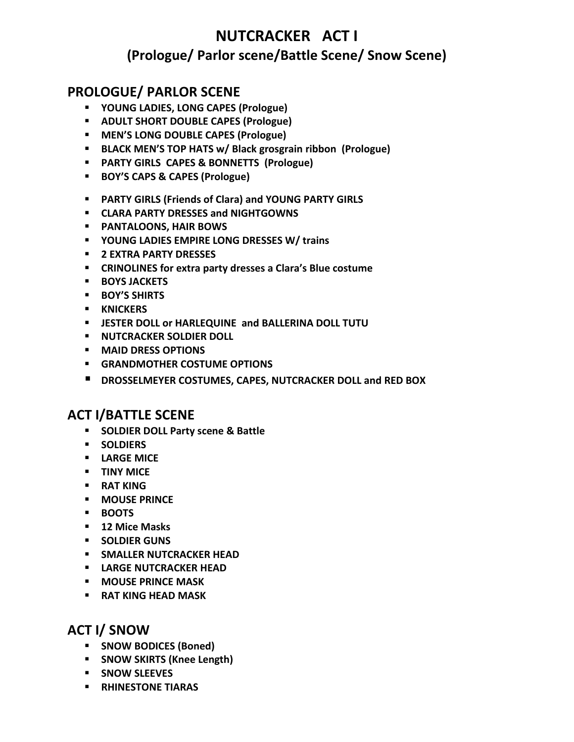# NUTCRACKER ACT I

## (Prologue/ Parlor scene/Battle Scene/ Snow Scene)

### PROLOGUE/ PARLOR SCENE

- **YOUNG LADIES, LONG CAPES (Prologue)**
- **ADULT SHORT DOUBLE CAPES (Prologue)**
- **MEN'S LONG DOUBLE CAPES (Prologue)**
- **BLACK MEN'S TOP HATS w/ Black grosgrain ribbon (Prologue)**
- **PARTY GIRLS CAPES & BONNETTS (Prologue)**
- **BOY'S CAPS & CAPES (Prologue)**

- **PARTY GIRLS (Friends of Clara) and YOUNG PARTY GIRLS**
- **CLARA PARTY DRESSES and NIGHTGOWNS**
- **PANTALOONS, HAIR BOWS**
- **YOUNG LADIES EMPIRE LONG DRESSES W/ trains**
- **2 EXTRA PARTY DRESSES**
- **CRINOLINES for extra party dresses a Clara's Blue costume**
- **BOYS JACKETS**
- **BOY'S SHIRTS**
- **KNICKERS**
- **JESTER DOLL or HARLEQUINE and BALLERINA DOLL TUTU**
- **NUTCRACKER SOLDIER DOLL**
- **MAID DRESS OPTIONS**
- **GRANDMOTHER COSTUME OPTIONS**
- **DROSSELMEYER COSTUMES, CAPES, NUTCRACKER DOLL and RED BOX**

### ACT I/BATTLE SCENE

- **SOLDIER DOLL Party scene & Battle**
- **SOLDIERS**
- **LARGE MICE**
- **TINY MICE**
- **RAT KING**
- **MOUSE PRINCE**
- **BOOTS**
- **12 Mice Masks**
- **SOLDIER GUNS**
- **SMALLER NUTCRACKER HEAD**
- **LARGE NUTCRACKER HEAD**
- **MOUSE PRINCE MASK**
- **RAT KING HEAD MASK**

### ACT I/ SNOW

- **SNOW BODICES (Boned)**
- **SNOW SKIRTS (Knee Length)**
- **SNOW SLEEVES**
- **RHINESTONE TIARAS**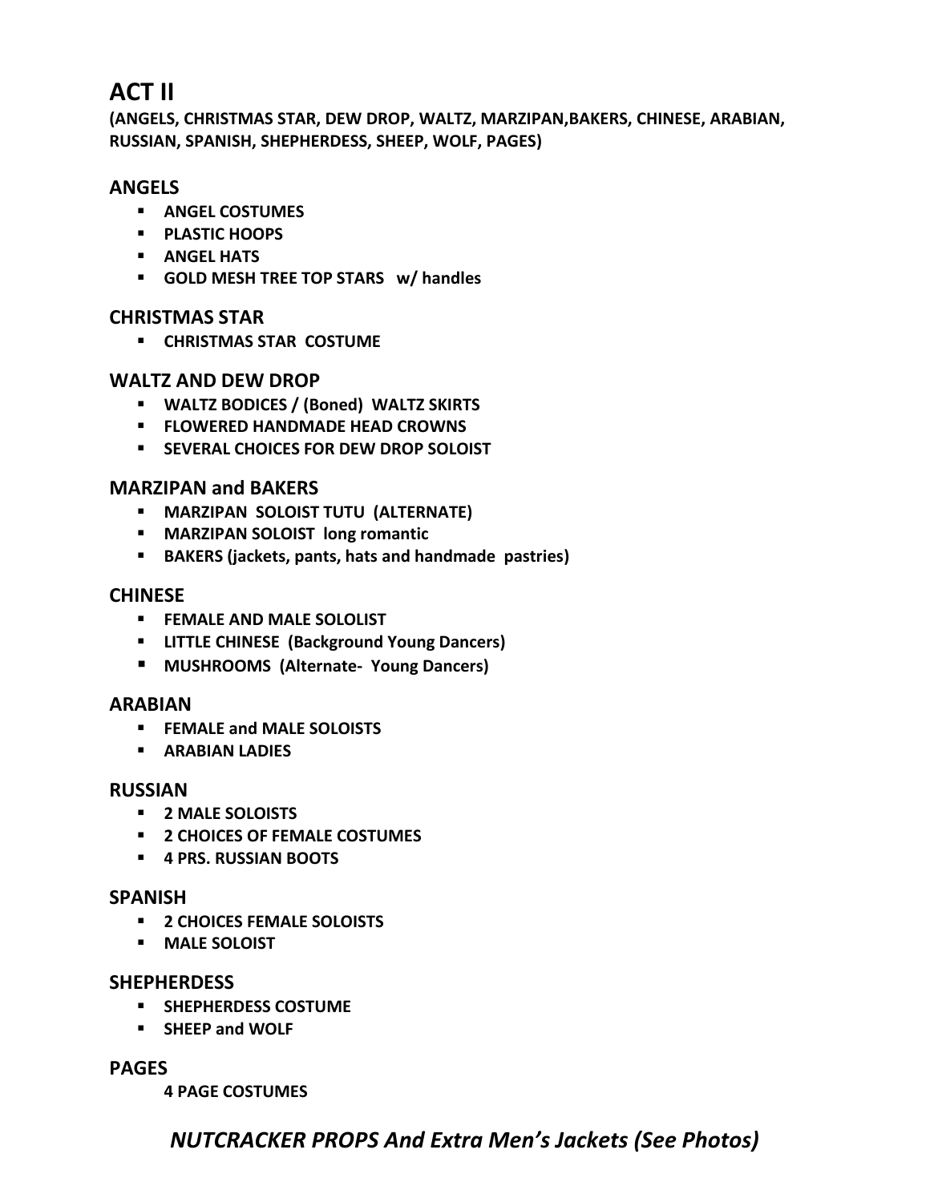# ACT II

**(ANGELS, CHRISTMAS STAR, DEW DROP, WALTZ, MARZIPAN,BAKERS, CHINESE, ARABIAN, RUSSIAN, SPANISH, SHEPHERDESS, SHEEP, WOLF, PAGES)**

## ANGELS

- **ANGEL COSTUMES**
- **PLASTIC HOOPS**
- **ANGEL HATS**
- **GOLD MESH TREE TOP STARS w/ handles**

## CHRISTMAS STAR

- **CHRISTMAS STAR COSTUME**

## WALTZ AND DEW DROP

- **WALTZ BODICES / (Boned) WALTZ SKIRTS**
- **FLOWERED HANDMADE HEAD CROWNS**
- **SEVERAL CHOICES FOR DEW DROP SOLOIST**

## MARZIPAN and BAKERS

- **MARZIPAN SOLOIST TUTU (ALTERNATE)**
- **MARZIPAN SOLOIST long romantic**
- **BAKERS (jackets, pants, hats and handmade pastries)**

## CHINESE

- **FEMALE AND MALE SOLOLIST**
- **LITTLE CHINESE (Background Young Dancers)**
- **MUSHROOMS (Alternate- Young Dancers)**

## ARABIAN

- **FEMALE and MALE SOLOISTS**
- **ARABIAN LADIES**

## RUSSIAN

- **2 MALE SOLOISTS**
- **2 CHOICES OF FEMALE COSTUMES**
- **4 PRS. RUSSIAN BOOTS**

## SPANISH

- **2 CHOICES FEMALE SOLOISTS**
- **MALE SOLOIST**

## SHEPHERDESS

- **SHEPHERDESS COSTUME**
- **SHEEP and WOLF**

## PAGES

**4 PAGE COSTUMES**

***NUTCRACKER PROPS And Extra Men's Jackets (See Photos)***